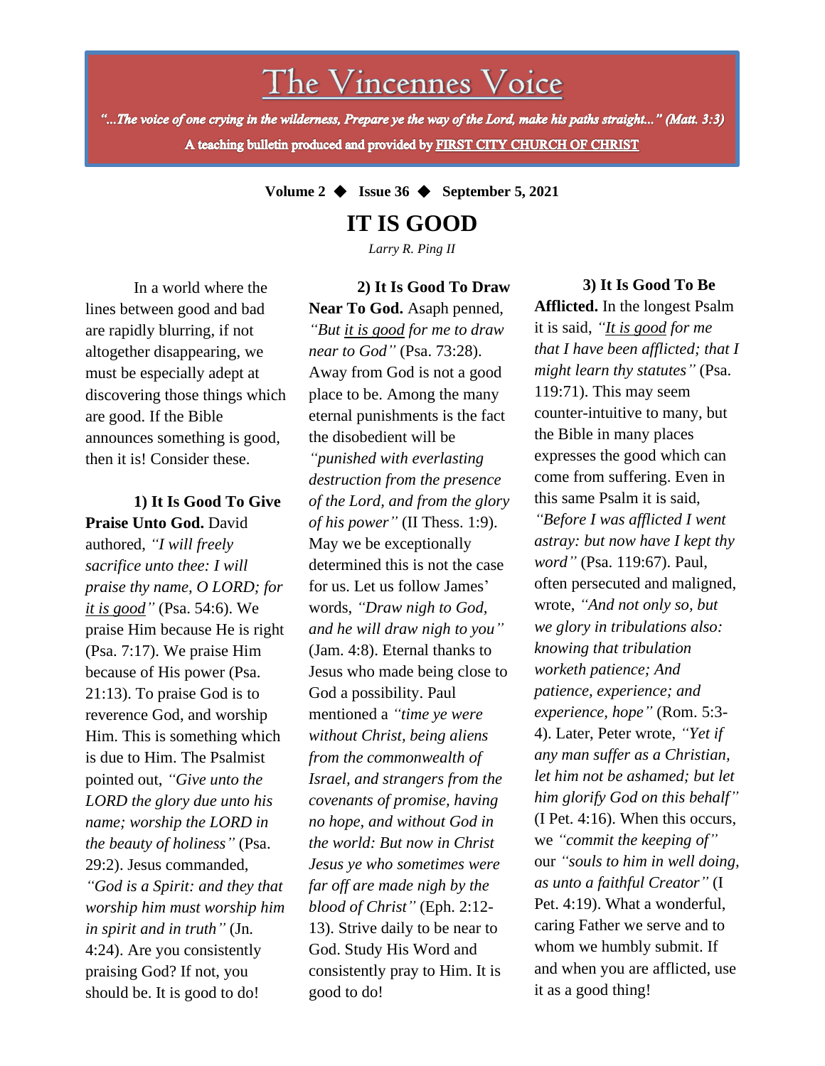# The Vincennes Voice

*"...The voice of one crying in the wilderness, Prepare ye the way of the Lord, make his paths straight..." (Matt. 3:3)*

**A teaching bulletin produced and provided by FIRST CITY CHURCH OF CHRIST**

**Volume 2 ◆ Issue 36 ◆ September 5, 2021**

## IT IS GOOD

*Larry R. Ping II*

In a world where the lines between good and bad are rapidly blurring, if not altogether disappearing, we must be especially adept at discovering those things which are good. If the Bible announces something is good, then it is! Consider these.

**1) It Is Good To Give Praise Unto God.** David authored, *"I will freely sacrifice unto thee: I will praise thy name, O LORD; for it is good"* (Psa. 54:6). We praise Him because He is right (Psa. 7:17). We praise Him because of His power (Psa. 21:13). To praise God is to reverence God, and worship Him. This is something which is due to Him. The Psalmist pointed out, *"Give unto the LORD the glory due unto his name; worship the LORD in the beauty of holiness"* (Psa. 29:2). Jesus commanded, *"God is a Spirit: and they that worship him must worship him in spirit and in truth"* (Jn. 4:24). Are you consistently praising God? If not, you should be. It is good to do!

**2) It Is Good To Draw Near To God.** Asaph penned, *"But it is good for me to draw near to God"* (Psa. 73:28). Away from God is not a good place to be. Among the many eternal punishments is the fact the disobedient will be *"punished with everlasting destruction from the presence of the Lord, and from the glory of his power"* (II Thess. 1:9). May we be exceptionally determined this is not the case for us. Let us follow James' words, *"Draw nigh to God, and he will draw nigh to you"* (Jam. 4:8). Eternal thanks to Jesus who made being close to God a possibility. Paul mentioned a *"time ye were without Christ, being aliens from the commonwealth of Israel, and strangers from the covenants of promise, having no hope, and without God in the world: But now in Christ Jesus ye who sometimes were far off are made nigh by the blood of Christ"* (Eph. 2:12-13). Strive daily to be near to God. Study His Word and consistently pray to Him. It is good to do!

**3) It Is Good To Be Afflicted.** In the longest Psalm it is said, *"It is good for me that I have been afflicted; that I might learn thy statutes"* (Psa. 119:71). This may seem counter-intuitive to many, but the Bible in many places expresses the good which can come from suffering. Even in this same Psalm it is said, *"Before I was afflicted I went astray: but now have I kept thy word"* (Psa. 119:67). Paul, often persecuted and maligned, wrote, *"And not only so, but we glory in tribulations also: knowing that tribulation worketh patience; And patience, experience; and experience, hope"* (Rom. 5:3-4). Later, Peter wrote, *"Yet if any man suffer as a Christian, let him not be ashamed; but let him glorify God on this behalf"* (I Pet. 4:16). When this occurs, we *"commit the keeping of"* our *"souls to him in well doing, as unto a faithful Creator"* (I Pet. 4:19). What a wonderful, caring Father we serve and to whom we humbly submit. If and when you are afflicted, use it as a good thing!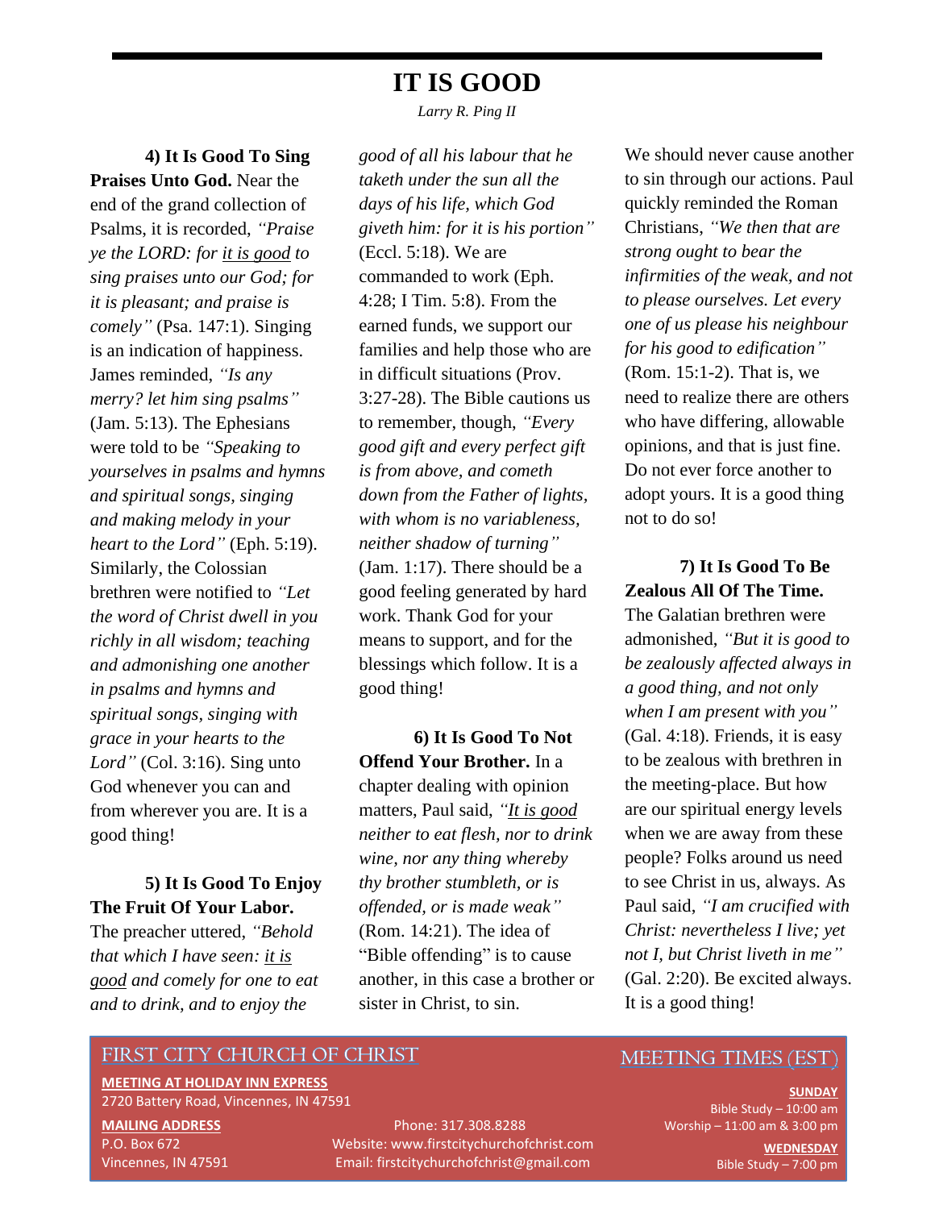# IT IS GOOD

*Larry R. Ping II*

**4) It Is Good To Sing Praises Unto God.** Near the end of the grand collection of Psalms, it is recorded, *"Praise ye the LORD: for it is good to sing praises unto our God; for it is pleasant; and praise is comely"* (Psa. 147:1). Singing is an indication of happiness. James reminded, *"Is any merry? let him sing psalms"* (Jam. 5:13). The Ephesians were told to be *"Speaking to yourselves in psalms and hymns and spiritual songs, singing and making melody in your heart to the Lord"* (Eph. 5:19). Similarly, the Colossian brethren were notified to *"Let the word of Christ dwell in you richly in all wisdom; teaching and admonishing one another in psalms and hymns and spiritual songs, singing with grace in your hearts to the Lord"* (Col. 3:16). Sing unto God whenever you can and from wherever you are. It is a good thing!

**5) It Is Good To Enjoy The Fruit Of Your Labor.** The preacher uttered, *"Behold that which I have seen: it is good and comely for one to eat and to drink, and to enjoy the good of all his labour that he taketh under the sun all the days of his life, which God giveth him: for it is his portion"* (Eccl. 5:18). We are commanded to work (Eph. 4:28; I Tim. 5:8). From the earned funds, we support our families and help those who are in difficult situations (Prov. 3:27-28). The Bible cautions us to remember, though, *"Every good gift and every perfect gift is from above, and cometh down from the Father of lights, with whom is no variableness, neither shadow of turning"* (Jam. 1:17). There should be a good feeling generated by hard work. Thank God for your means to support, and for the blessings which follow. It is a good thing!

**6) It Is Good To Not Offend Your Brother.** In a chapter dealing with opinion matters, Paul said, *"It is good neither to eat flesh, nor to drink wine, nor any thing whereby thy brother stumbleth, or is offended, or is made weak"* (Rom. 14:21). The idea of "Bible offending" is to cause another, in this case a brother or sister in Christ, to sin. We should never cause another to sin through our actions. Paul quickly reminded the Roman Christians, *"We then that are strong ought to bear the infirmities of the weak, and not to please ourselves. Let every one of us please his neighbour for his good to edification"* (Rom. 15:1-2). That is, we need to realize there are others who have differing, allowable opinions, and that is just fine. Do not ever force another to adopt yours. It is a good thing not to do so!

**7) It Is Good To Be Zealous All Of The Time.** The Galatian brethren were admonished, *"But it is good to be zealously affected always in a good thing, and not only when I am present with you"* (Gal. 4:18). Friends, it is easy to be zealous with brethren in the meeting-place. But how are our spiritual energy levels when we are away from these people? Folks around us need to see Christ in us, always. As Paul said, *"I am crucified with Christ: nevertheless I live; yet not I, but Christ liveth in me"* (Gal. 2:20). Be excited always. It is a good thing!

## FIRST CITY CHURCH OF CHRIST

**MEETING AT HOLIDAY INN EXPRESS**
2720 Battery Road, Vincennes, IN 47591

**MAILING ADDRESS**
P.O. Box 672
Vincennes, IN 47591

Phone: 317.308.8288
Website: www.firstcitychurchofchrist.com
Email: firstcitychurchofchrist@gmail.com

## MEETING TIMES (EST)

**SUNDAY**
Bible Study – 10:00 am
Worship – 11:00 am & 3:00 pm

**WEDNESDAY**
Bible Study – 7:00 pm